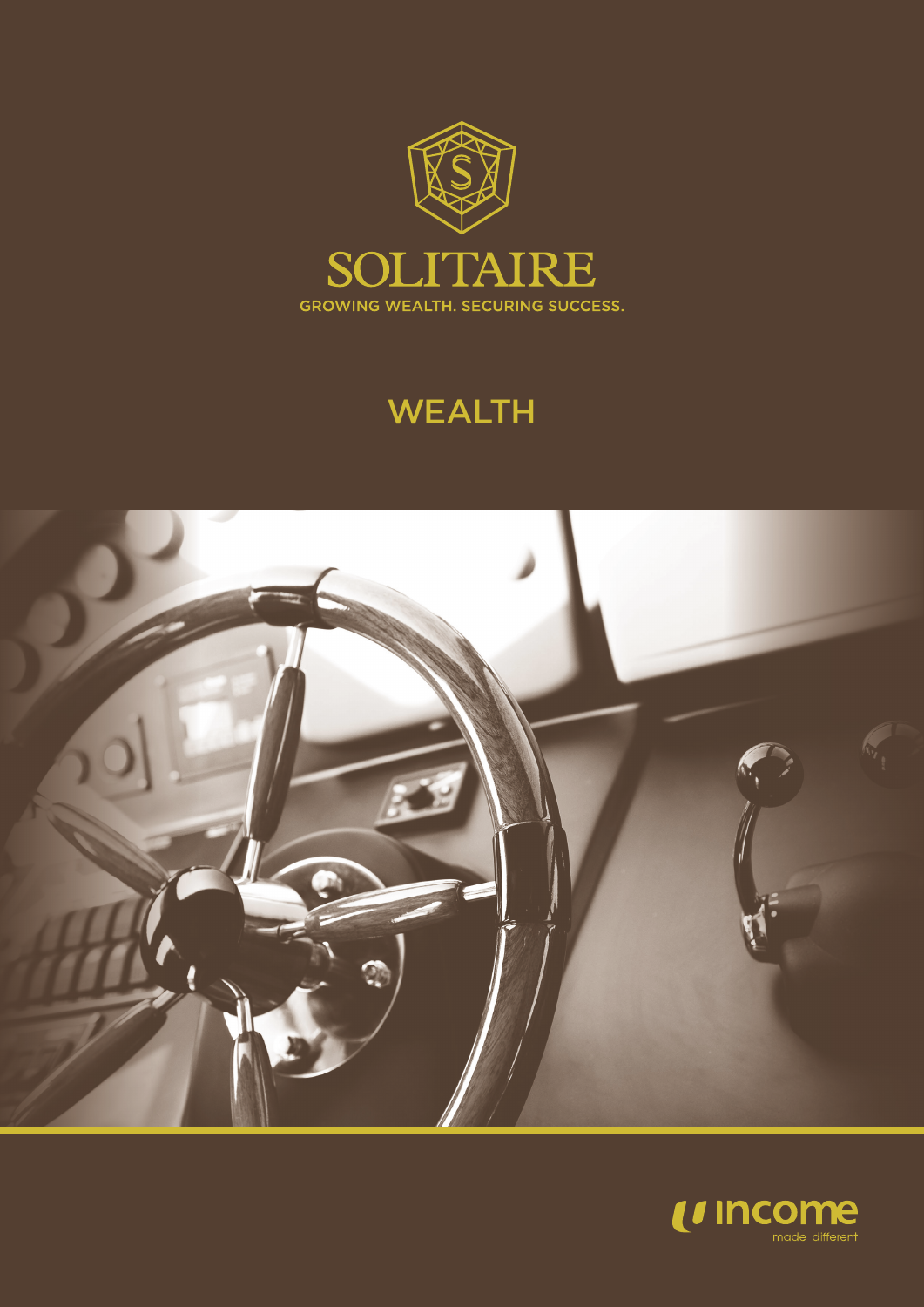# SOLITAIRE

GROWING WEALTH. SECURING SUCCESS.

## WEALTH

income

made different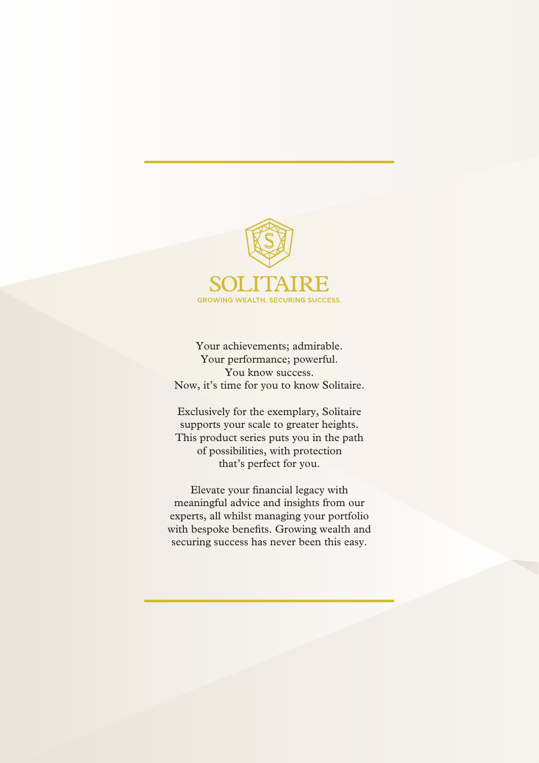# SOLITAIRE

GROWING WEALTH. SECURING SUCCESS.

Your achievements; admirable.
Your performance; powerful.
You know success.
Now, it's time for you to know Solitaire.

Exclusively for the exemplary, Solitaire supports your scale to greater heights. This product series puts you in the path of possibilities, with protection that's perfect for you.

Elevate your financial legacy with meaningful advice and insights from our experts, all whilst managing your portfolio with bespoke benefits. Growing wealth and securing success has never been this easy.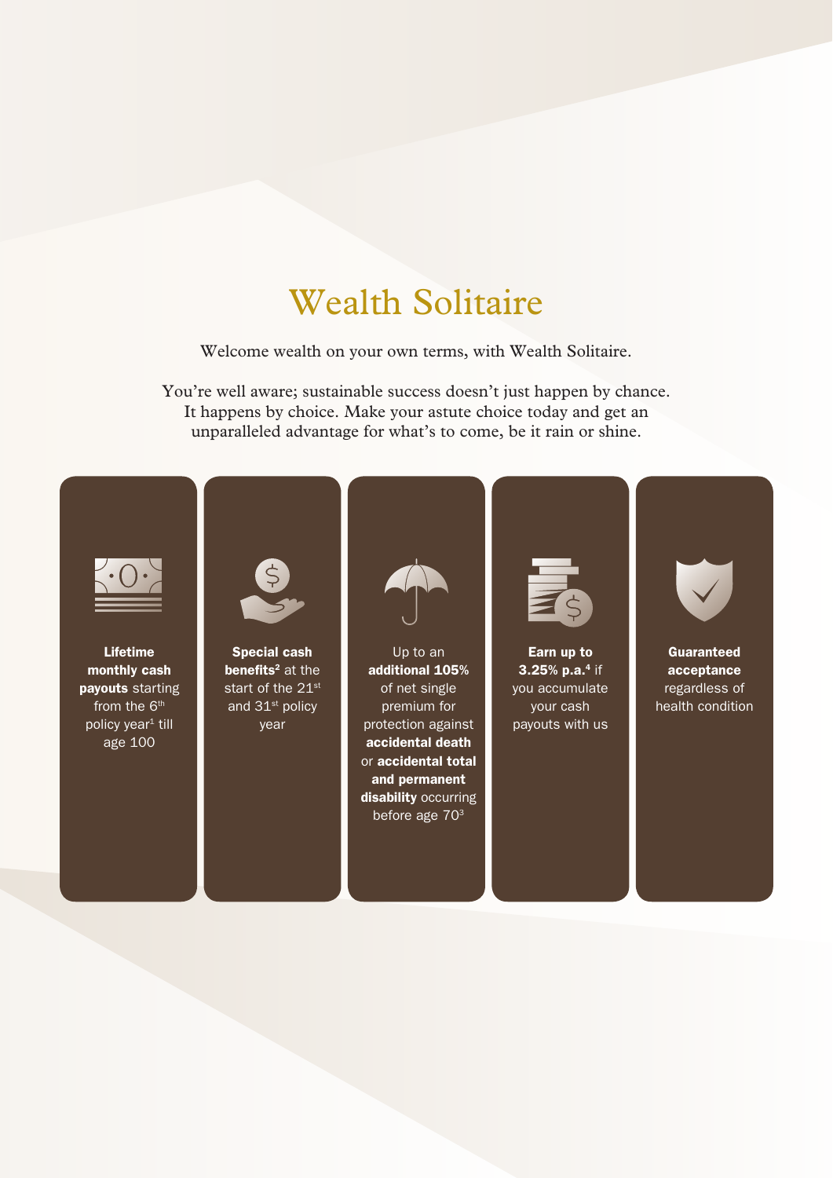# Wealth Solitaire

Welcome wealth on your own terms, with Wealth Solitaire.

You're well aware; sustainable success doesn't just happen by chance. It happens by choice. Make your astute choice today and get an unparalleled advantage for what's to come, be it rain or shine.

**Lifetime monthly cash payouts** starting from the 6th policy year[1] till age 100

**Special cash benefits[2]** at the start of the 21st and 31st policy year

Up to an **additional 105%** of net single premium for protection against **accidental death** or **accidental total and permanent disability** occurring before age 70[3]

**Earn up to 3.25% p.a.[4]** if you accumulate your cash payouts with us

**Guaranteed acceptance** regardless of health condition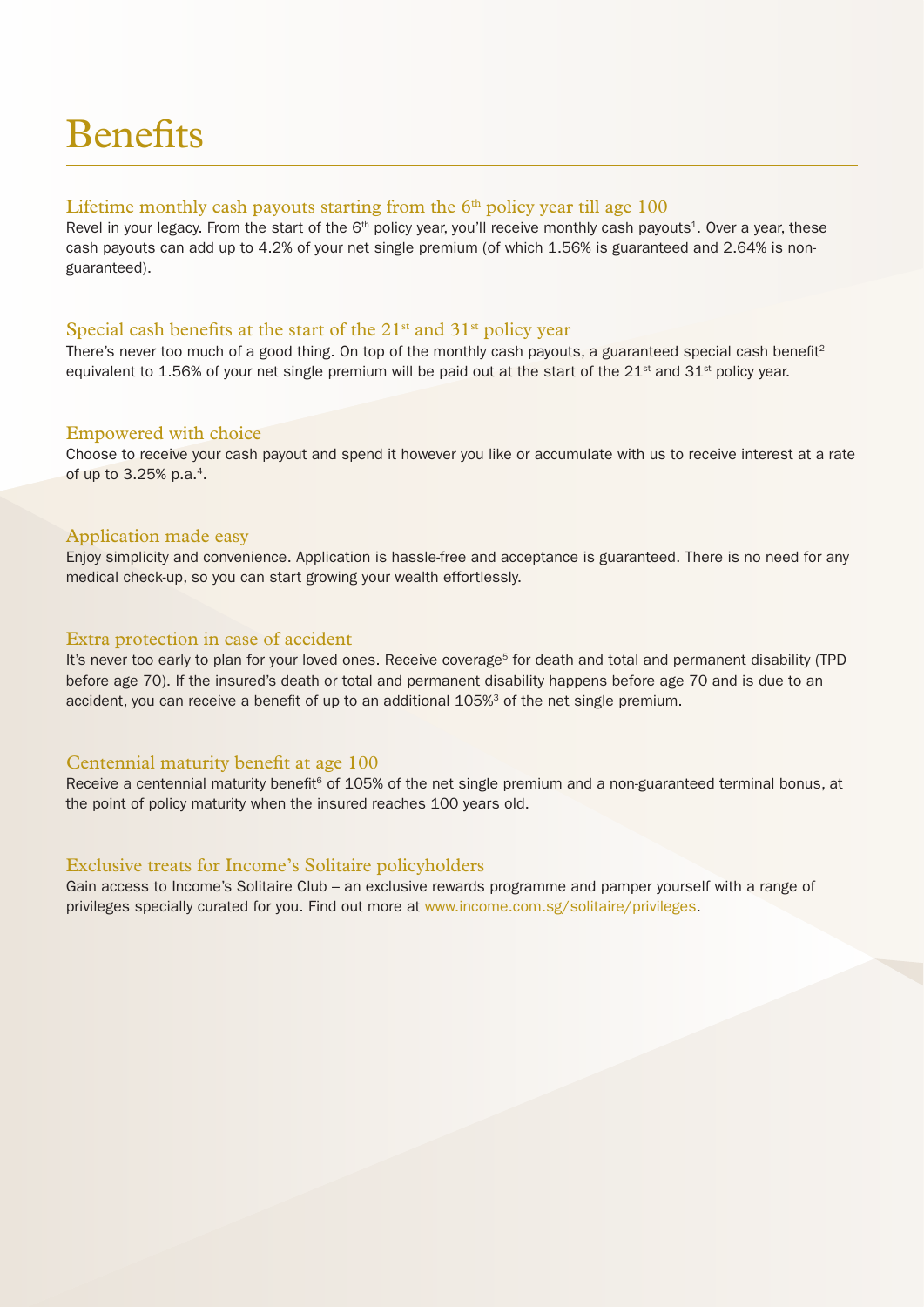# Benefits

## Lifetime monthly cash payouts starting from the 6th policy year till age 100

Revel in your legacy. From the start of the 6th policy year, you'll receive monthly cash payouts[1]. Over a year, these cash payouts can add up to 4.2% of your net single premium (of which 1.56% is guaranteed and 2.64% is non-guaranteed).

## Special cash benefits at the start of the 21st and 31st policy year

There's never too much of a good thing. On top of the monthly cash payouts, a guaranteed special cash benefit[2] equivalent to 1.56% of your net single premium will be paid out at the start of the 21st and 31st policy year.

## Empowered with choice

Choose to receive your cash payout and spend it however you like or accumulate with us to receive interest at a rate of up to 3.25% p.a.[4].

## Application made easy

Enjoy simplicity and convenience. Application is hassle-free and acceptance is guaranteed. There is no need for any medical check-up, so you can start growing your wealth effortlessly.

## Extra protection in case of accident

It's never too early to plan for your loved ones. Receive coverage[5] for death and total and permanent disability (TPD before age 70). If the insured's death or total and permanent disability happens before age 70 and is due to an accident, you can receive a benefit of up to an additional 105%[3] of the net single premium.

## Centennial maturity benefit at age 100

Receive a centennial maturity benefit[6] of 105% of the net single premium and a non-guaranteed terminal bonus, at the point of policy maturity when the insured reaches 100 years old.

## Exclusive treats for Income's Solitaire policyholders

Gain access to Income's Solitaire Club – an exclusive rewards programme and pamper yourself with a range of privileges specially curated for you. Find out more at www.income.com.sg/solitaire/privileges.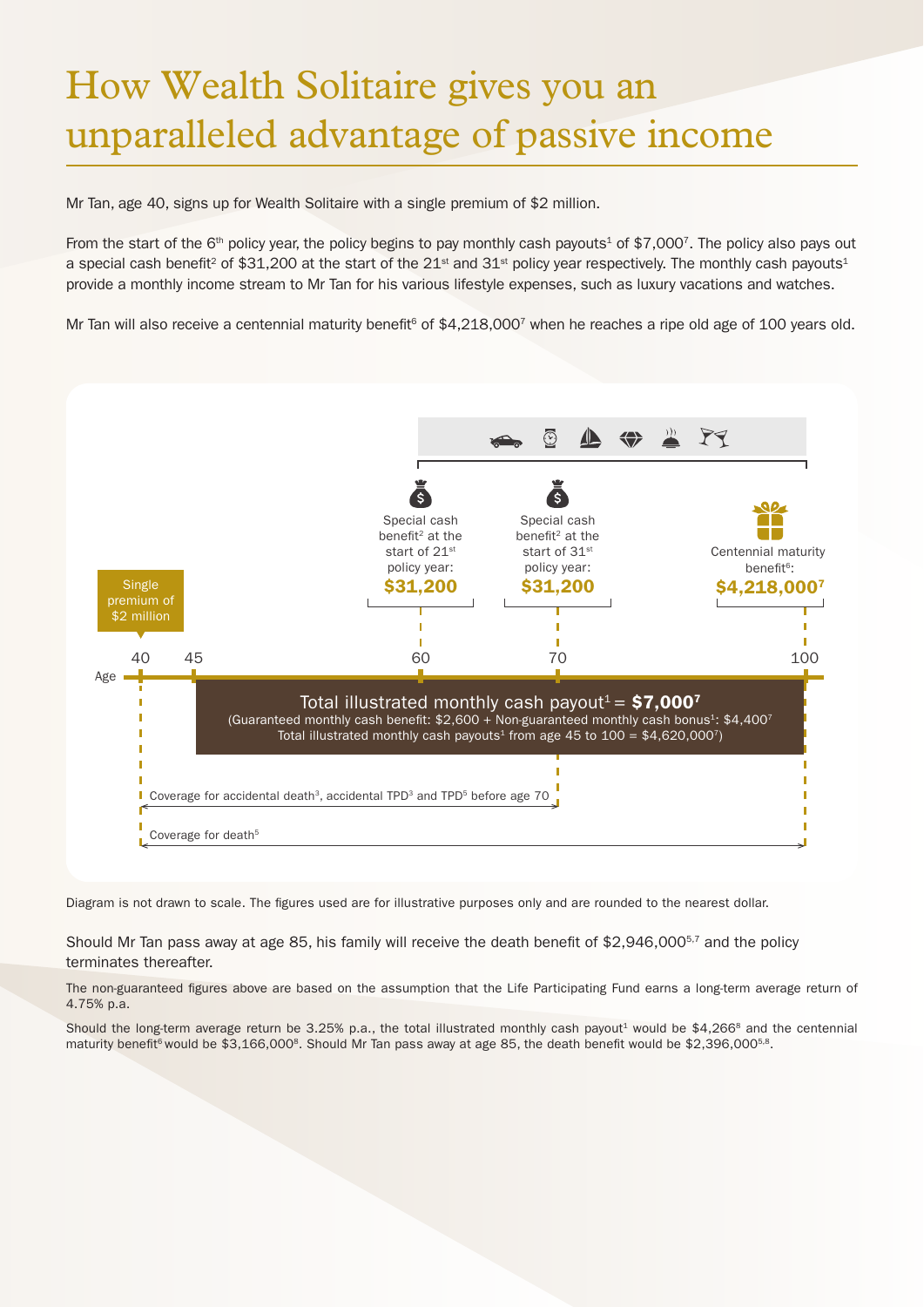# How Wealth Solitaire gives you an unparalleled advantage of passive income

Mr Tan, age 40, signs up for Wealth Solitaire with a single premium of $2 million.

From the start of the 6th policy year, the policy begins to pay monthly cash payouts[1] of $7,000[7]. The policy also pays out a special cash benefit[2] of $31,200 at the start of the 21st and 31st policy year respectively. The monthly cash payouts[1] provide a monthly income stream to Mr Tan for his various lifestyle expenses, such as luxury vacations and watches.

Mr Tan will also receive a centennial maturity benefit[6] of $4,218,000[7] when he reaches a ripe old age of 100 years old.

Single premium of $2 million

Special cash benefit[2] at the start of 21st policy year: **$31,200**

Special cash benefit[2] at the start of 31st policy year: **$31,200**

Centennial maturity benefit[6]: **$4,218,000[7]**

Age 40 45 60 70 100

Total illustrated monthly cash payout[1] = **$7,000[7]**
(Guaranteed monthly cash benefit: $2,600 + Non-guaranteed monthly cash bonus[1]: $4,400[7]
Total illustrated monthly cash payouts[1] from age 45 to 100 = $4,620,000[7])

Coverage for accidental death[3], accidental TPD[3] and TPD[5] before age 70

Coverage for death[5]

Diagram is not drawn to scale. The figures used are for illustrative purposes only and are rounded to the nearest dollar.

Should Mr Tan pass away at age 85, his family will receive the death benefit of $2,946,000[5,7] and the policy terminates thereafter.

The non-guaranteed figures above are based on the assumption that the Life Participating Fund earns a long-term average return of 4.75% p.a.

Should the long-term average return be 3.25% p.a., the total illustrated monthly cash payout[1] would be $4,266[8] and the centennial maturity benefit[6] would be $3,166,000[8]. Should Mr Tan pass away at age 85, the death benefit would be $2,396,000[5,8].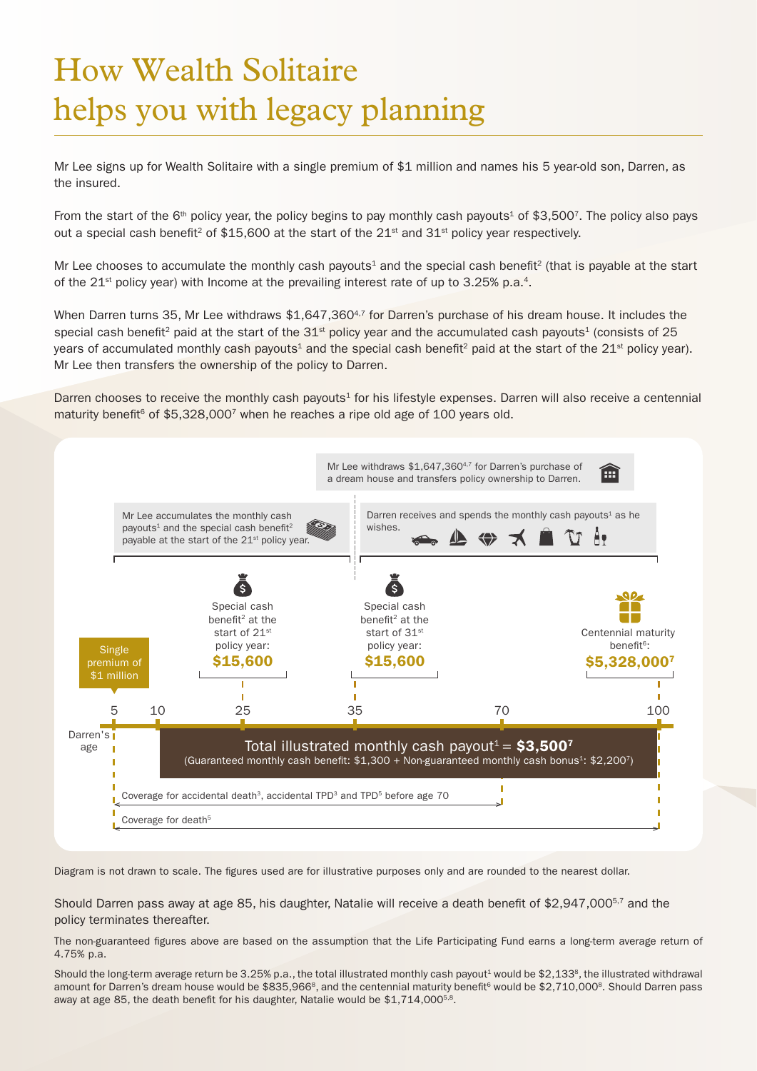# How Wealth Solitaire helps you with legacy planning

Mr Lee signs up for Wealth Solitaire with a single premium of $1 million and names his 5 year-old son, Darren, as the insured.

From the start of the 6th policy year, the policy begins to pay monthly cash payouts[1] of $3,500[7]. The policy also pays out a special cash benefit[2] of $15,600 at the start of the 21st and 31st policy year respectively.

Mr Lee chooses to accumulate the monthly cash payouts[1] and the special cash benefit[2] (that is payable at the start of the 21st policy year) with Income at the prevailing interest rate of up to 3.25% p.a.[4].

When Darren turns 35, Mr Lee withdraws $1,647,360[4,7] for Darren's purchase of his dream house. It includes the special cash benefit[2] paid at the start of the 31st policy year and the accumulated cash payouts[1] (consists of 25 years of accumulated monthly cash payouts[1] and the special cash benefit[2] paid at the start of the 21st policy year). Mr Lee then transfers the ownership of the policy to Darren.

Darren chooses to receive the monthly cash payouts[1] for his lifestyle expenses. Darren will also receive a centennial maturity benefit[6] of $5,328,000[7] when he reaches a ripe old age of 100 years old.

Mr Lee withdraws $1,647,360[4,7] for Darren's purchase of a dream house and transfers policy ownership to Darren.

Mr Lee accumulates the monthly cash payouts[1] and the special cash benefit[2] payable at the start of the 21st policy year.

Darren receives and spends the monthly cash payouts[1] as he wishes.

Single premium of $1 million

Special cash benefit[2] at the start of 21st policy year: **$15,600**

Special cash benefit[2] at the start of 31st policy year: **$15,600**

Centennial maturity benefit[6]: **$5,328,000[7]**

Darren's age: 5, 10, 25, 35, 70, 100

Total illustrated monthly cash payout[1] = **$3,500[7]**
(Guaranteed monthly cash benefit: $1,300 + Non-guaranteed monthly cash bonus[1]: $2,200[7])

Coverage for accidental death[3], accidental TPD[3] and TPD[5] before age 70

Coverage for death[5]

Diagram is not drawn to scale. The figures used are for illustrative purposes only and are rounded to the nearest dollar.

Should Darren pass away at age 85, his daughter, Natalie will receive a death benefit of $2,947,000[5,7] and the policy terminates thereafter.

The non-guaranteed figures above are based on the assumption that the Life Participating Fund earns a long-term average return of 4.75% p.a.

Should the long-term average return be 3.25% p.a., the total illustrated monthly cash payout[1] would be $2,133[8], the illustrated withdrawal amount for Darren's dream house would be $835,966[8], and the centennial maturity benefit[6] would be $2,710,000[8]. Should Darren pass away at age 85, the death benefit for his daughter, Natalie would be $1,714,000[5,8].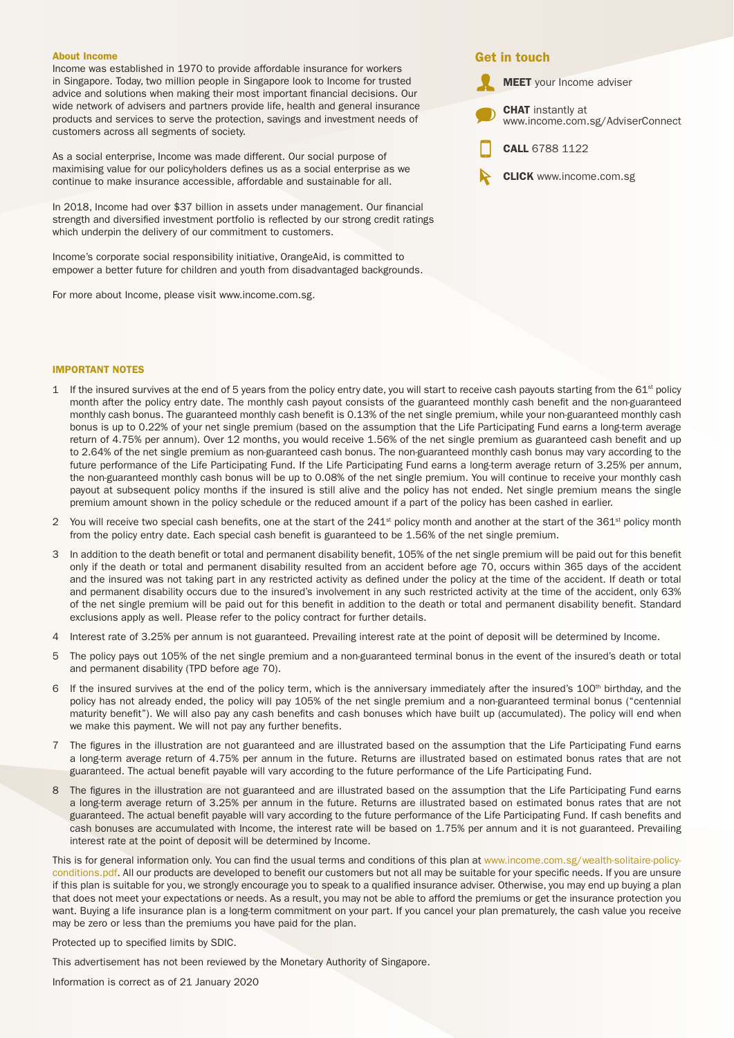### About Income

Income was established in 1970 to provide affordable insurance for workers in Singapore. Today, two million people in Singapore look to Income for trusted advice and solutions when making their most important financial decisions. Our wide network of advisers and partners provide life, health and general insurance products and services to serve the protection, savings and investment needs of customers across all segments of society.

As a social enterprise, Income was made different. Our social purpose of maximising value for our policyholders defines us as a social enterprise as we continue to make insurance accessible, affordable and sustainable for all.

In 2018, Income had over $37 billion in assets under management. Our financial strength and diversified investment portfolio is reflected by our strong credit ratings which underpin the delivery of our commitment to customers.

Income's corporate social responsibility initiative, OrangeAid, is committed to empower a better future for children and youth from disadvantaged backgrounds.

For more about Income, please visit www.income.com.sg.

### Get in touch

**MEET** your Income adviser

**CHAT** instantly at www.income.com.sg/AdviserConnect

**CALL** 6788 1122

**CLICK** www.income.com.sg

### IMPORTANT NOTES

1. If the insured survives at the end of 5 years from the policy entry date, you will start to receive cash payouts starting from the 61st policy month after the policy entry date. The monthly cash payout consists of the guaranteed monthly cash benefit and the non-guaranteed monthly cash bonus. The guaranteed monthly cash benefit is 0.13% of the net single premium, while your non-guaranteed monthly cash bonus is up to 0.22% of your net single premium (based on the assumption that the Life Participating Fund earns a long-term average return of 4.75% per annum). Over 12 months, you would receive 1.56% of the net single premium as guaranteed cash benefit and up to 2.64% of the net single premium as non-guaranteed cash bonus. The non-guaranteed monthly cash bonus may vary according to the future performance of the Life Participating Fund. If the Life Participating Fund earns a long-term average return of 3.25% per annum, the non-guaranteed monthly cash bonus will be up to 0.08% of the net single premium. You will continue to receive your monthly cash payout at subsequent policy months if the insured is still alive and the policy has not ended. Net single premium means the single premium amount shown in the policy schedule or the reduced amount if a part of the policy has been cashed in earlier.
2. You will receive two special cash benefits, one at the start of the 241st policy month and another at the start of the 361st policy month from the policy entry date. Each special cash benefit is guaranteed to be 1.56% of the net single premium.
3. In addition to the death benefit or total and permanent disability benefit, 105% of the net single premium will be paid out for this benefit only if the death or total and permanent disability resulted from an accident before age 70, occurs within 365 days of the accident and the insured was not taking part in any restricted activity as defined under the policy at the time of the accident. If death or total and permanent disability occurs due to the insured's involvement in any such restricted activity at the time of the accident, only 63% of the net single premium will be paid out for this benefit in addition to the death or total and permanent disability benefit. Standard exclusions apply as well. Please refer to the policy contract for further details.
4. Interest rate of 3.25% per annum is not guaranteed. Prevailing interest rate at the point of deposit will be determined by Income.
5. The policy pays out 105% of the net single premium and a non-guaranteed terminal bonus in the event of the insured's death or total and permanent disability (TPD before age 70).
6. If the insured survives at the end of the policy term, which is the anniversary immediately after the insured's 100th birthday, and the policy has not already ended, the policy will pay 105% of the net single premium and a non-guaranteed terminal bonus ("centennial maturity benefit"). We will also pay any cash benefits and cash bonuses which have built up (accumulated). The policy will end when we make this payment. We will not pay any further benefits.
7. The figures in the illustration are not guaranteed and are illustrated based on the assumption that the Life Participating Fund earns a long-term average return of 4.75% per annum in the future. Returns are illustrated based on estimated bonus rates that are not guaranteed. The actual benefit payable will vary according to the future performance of the Life Participating Fund.
8. The figures in the illustration are not guaranteed and are illustrated based on the assumption that the Life Participating Fund earns a long-term average return of 3.25% per annum in the future. Returns are illustrated based on estimated bonus rates that are not guaranteed. The actual benefit payable will vary according to the future performance of the Life Participating Fund. If cash benefits and cash bonuses are accumulated with Income, the interest rate will be based on 1.75% per annum and it is not guaranteed. Prevailing interest rate at the point of deposit will be determined by Income.

This is for general information only. You can find the usual terms and conditions of this plan at www.income.com.sg/wealth-solitaire-policy-conditions.pdf. All our products are developed to benefit our customers but not all may be suitable for your specific needs. If you are unsure if this plan is suitable for you, we strongly encourage you to speak to a qualified insurance adviser. Otherwise, you may end up buying a plan that does not meet your expectations or needs. As a result, you may not be able to afford the premiums or get the insurance protection you want. Buying a life insurance plan is a long-term commitment on your part. If you cancel your plan prematurely, the cash value you receive may be zero or less than the premiums you have paid for the plan.

Protected up to specified limits by SDIC.

This advertisement has not been reviewed by the Monetary Authority of Singapore.

Information is correct as of 21 January 2020